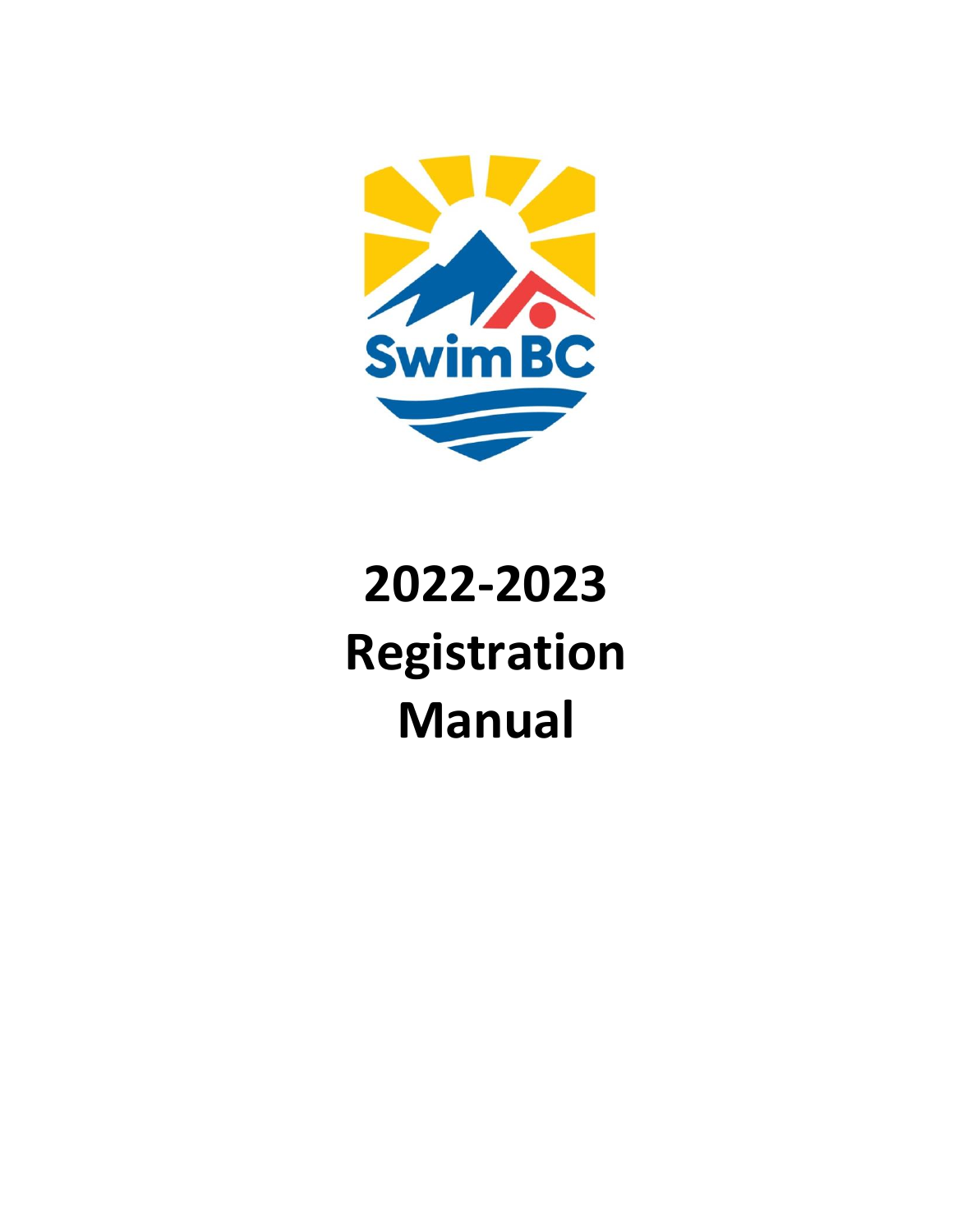# 2022-2023 Registration Manual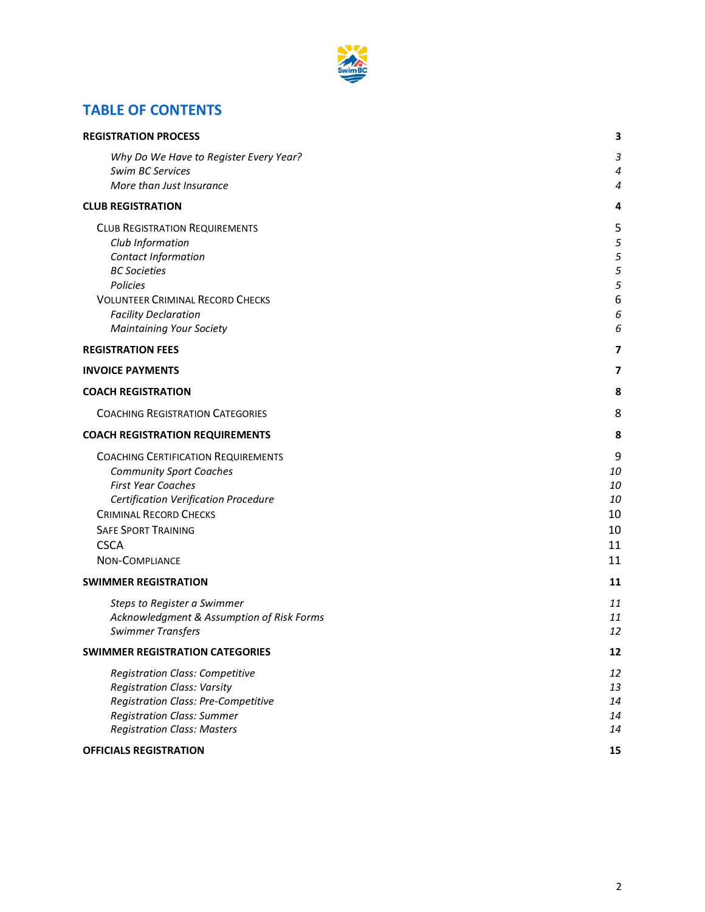## TABLE OF CONTENTS

**REGISTRATION PROCESS** **3**

- *Why Do We Have to Register Every Year?* *3*
- *Swim BC Services* *4*
- *More than Just Insurance* *4*

**CLUB REGISTRATION** **4**

- CLUB REGISTRATION REQUIREMENTS 5
  - *Club Information* *5*
  - *Contact Information* *5*
  - *BC Societies* *5*
  - *Policies* *5*
- VOLUNTEER CRIMINAL RECORD CHECKS 6
  - *Facility Declaration* *6*
  - *Maintaining Your Society* *6*

**REGISTRATION FEES** **7**

**INVOICE PAYMENTS** **7**

**COACH REGISTRATION** **8**

- COACHING REGISTRATION CATEGORIES 8

**COACH REGISTRATION REQUIREMENTS** **8**

- COACHING CERTIFICATION REQUIREMENTS 9
  - *Community Sport Coaches* *10*
  - *First Year Coaches* *10*
  - *Certification Verification Procedure* *10*
- CRIMINAL RECORD CHECKS 10
- SAFE SPORT TRAINING 10
- CSCA 11
- NON-COMPLIANCE 11

**SWIMMER REGISTRATION** **11**

- *Steps to Register a Swimmer* *11*
- *Acknowledgment & Assumption of Risk Forms* *11*
- *Swimmer Transfers* *12*

**SWIMMER REGISTRATION CATEGORIES** **12**

- *Registration Class: Competitive* *12*
- *Registration Class: Varsity* *13*
- *Registration Class: Pre-Competitive* *14*
- *Registration Class: Summer* *14*
- *Registration Class: Masters* *14*

**OFFICIALS REGISTRATION** **15**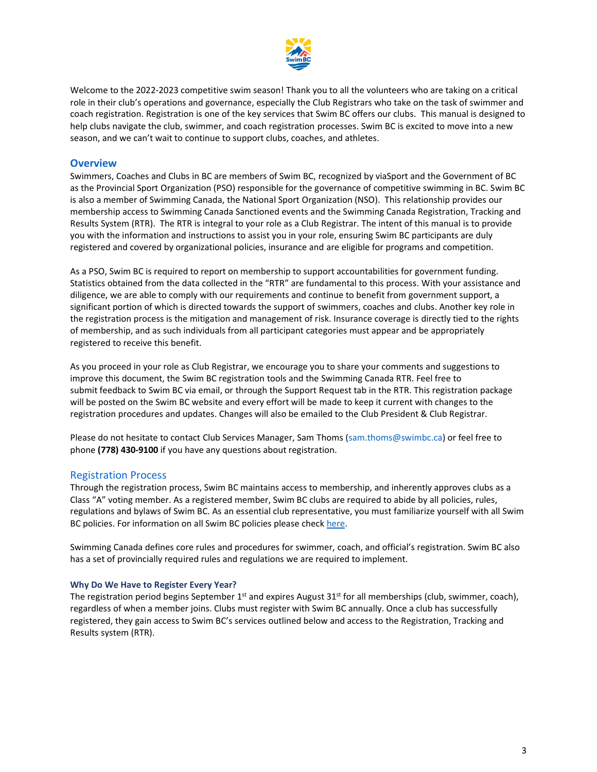Welcome to the 2022-2023 competitive swim season! Thank you to all the volunteers who are taking on a critical role in their club's operations and governance, especially the Club Registrars who take on the task of swimmer and coach registration. Registration is one of the key services that Swim BC offers our clubs. This manual is designed to help clubs navigate the club, swimmer, and coach registration processes. Swim BC is excited to move into a new season, and we can't wait to continue to support clubs, coaches, and athletes.

## Overview

Swimmers, Coaches and Clubs in BC are members of Swim BC, recognized by viaSport and the Government of BC as the Provincial Sport Organization (PSO) responsible for the governance of competitive swimming in BC. Swim BC is also a member of Swimming Canada, the National Sport Organization (NSO). This relationship provides our membership access to Swimming Canada Sanctioned events and the Swimming Canada Registration, Tracking and Results System (RTR). The RTR is integral to your role as a Club Registrar. The intent of this manual is to provide you with the information and instructions to assist you in your role, ensuring Swim BC participants are duly registered and covered by organizational policies, insurance and are eligible for programs and competition.

As a PSO, Swim BC is required to report on membership to support accountabilities for government funding. Statistics obtained from the data collected in the "RTR" are fundamental to this process. With your assistance and diligence, we are able to comply with our requirements and continue to benefit from government support, a significant portion of which is directed towards the support of swimmers, coaches and clubs. Another key role in the registration process is the mitigation and management of risk. Insurance coverage is directly tied to the rights of membership, and as such individuals from all participant categories must appear and be appropriately registered to receive this benefit.

As you proceed in your role as Club Registrar, we encourage you to share your comments and suggestions to improve this document, the Swim BC registration tools and the Swimming Canada RTR. Feel free to submit feedback to Swim BC via email, or through the Support Request tab in the RTR. This registration package will be posted on the Swim BC website and every effort will be made to keep it current with changes to the registration procedures and updates. Changes will also be emailed to the Club President & Club Registrar.

Please do not hesitate to contact Club Services Manager, Sam Thoms (sam.thoms@swimbc.ca) or feel free to phone **(778) 430-9100** if you have any questions about registration.

## Registration Process

Through the registration process, Swim BC maintains access to membership, and inherently approves clubs as a Class "A" voting member. As a registered member, Swim BC clubs are required to abide by all policies, rules, regulations and bylaws of Swim BC. As an essential club representative, you must familiarize yourself with all Swim BC policies. For information on all Swim BC policies please check here.

Swimming Canada defines core rules and procedures for swimmer, coach, and official's registration. Swim BC also has a set of provincially required rules and regulations we are required to implement.

### Why Do We Have to Register Every Year?

The registration period begins September 1st and expires August 31st for all memberships (club, swimmer, coach), regardless of when a member joins. Clubs must register with Swim BC annually. Once a club has successfully registered, they gain access to Swim BC's services outlined below and access to the Registration, Tracking and Results system (RTR).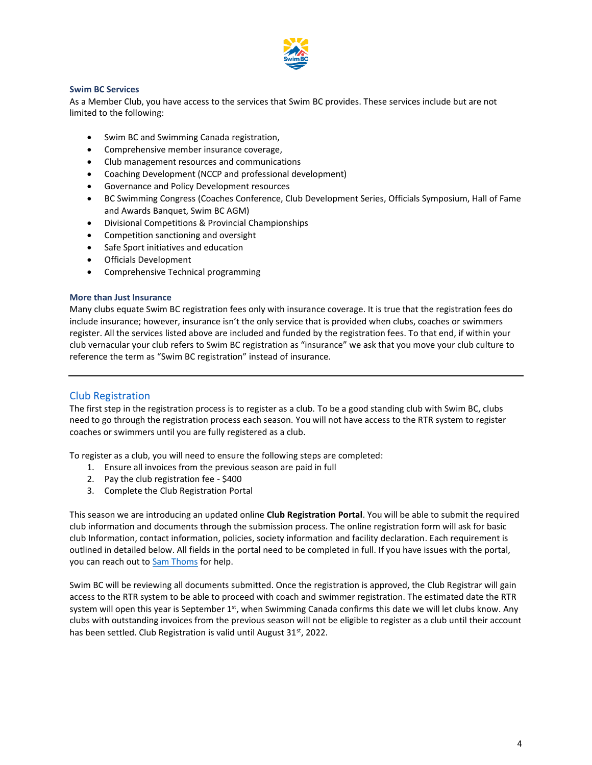### Swim BC Services

As a Member Club, you have access to the services that Swim BC provides. These services include but are not limited to the following:

- Swim BC and Swimming Canada registration,
- Comprehensive member insurance coverage,
- Club management resources and communications
- Coaching Development (NCCP and professional development)
- Governance and Policy Development resources
- BC Swimming Congress (Coaches Conference, Club Development Series, Officials Symposium, Hall of Fame and Awards Banquet, Swim BC AGM)
- Divisional Competitions & Provincial Championships
- Competition sanctioning and oversight
- Safe Sport initiatives and education
- Officials Development
- Comprehensive Technical programming

### More than Just Insurance

Many clubs equate Swim BC registration fees only with insurance coverage. It is true that the registration fees do include insurance; however, insurance isn't the only service that is provided when clubs, coaches or swimmers register. All the services listed above are included and funded by the registration fees. To that end, if within your club vernacular your club refers to Swim BC registration as "insurance" we ask that you move your club culture to reference the term as "Swim BC registration" instead of insurance.

---

## Club Registration

The first step in the registration process is to register as a club. To be a good standing club with Swim BC, clubs need to go through the registration process each season. You will not have access to the RTR system to register coaches or swimmers until you are fully registered as a club.

To register as a club, you will need to ensure the following steps are completed:

1. Ensure all invoices from the previous season are paid in full
2. Pay the club registration fee - $400
3. Complete the Club Registration Portal

This season we are introducing an updated online **Club Registration Portal**. You will be able to submit the required club information and documents through the submission process. The online registration form will ask for basic club Information, contact information, policies, society information and facility declaration. Each requirement is outlined in detailed below. All fields in the portal need to be completed in full. If you have issues with the portal, you can reach out to Sam Thoms for help.

Swim BC will be reviewing all documents submitted. Once the registration is approved, the Club Registrar will gain access to the RTR system to be able to proceed with coach and swimmer registration. The estimated date the RTR system will open this year is September 1st, when Swimming Canada confirms this date we will let clubs know. Any clubs with outstanding invoices from the previous season will not be eligible to register as a club until their account has been settled. Club Registration is valid until August 31st, 2022.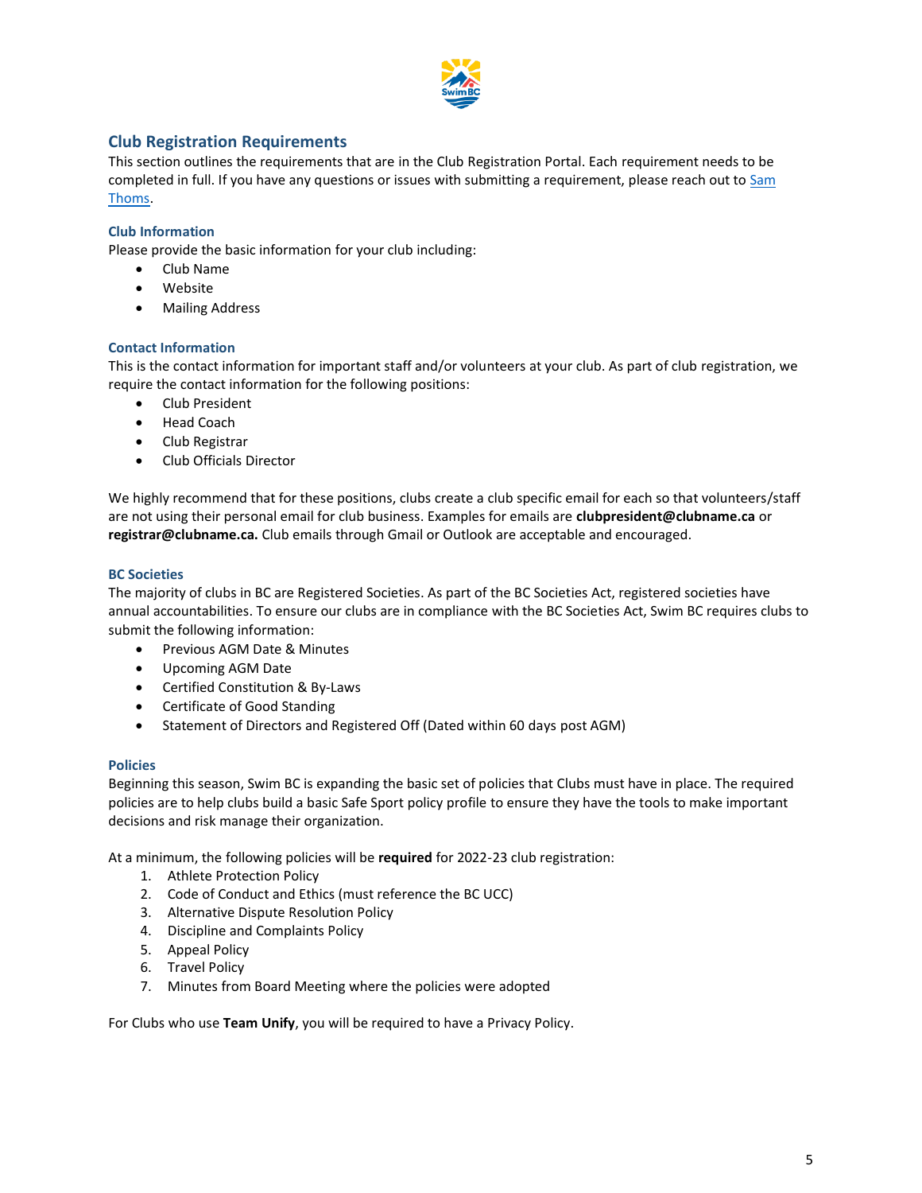## Club Registration Requirements

This section outlines the requirements that are in the Club Registration Portal. Each requirement needs to be completed in full. If you have any questions or issues with submitting a requirement, please reach out to Sam Thoms.

### Club Information

Please provide the basic information for your club including:

- Club Name
- Website
- Mailing Address

### Contact Information

This is the contact information for important staff and/or volunteers at your club. As part of club registration, we require the contact information for the following positions:

- Club President
- Head Coach
- Club Registrar
- Club Officials Director

We highly recommend that for these positions, clubs create a club specific email for each so that volunteers/staff are not using their personal email for club business. Examples for emails are **clubpresident@clubname.ca** or **registrar@clubname.ca.** Club emails through Gmail or Outlook are acceptable and encouraged.

### BC Societies

The majority of clubs in BC are Registered Societies. As part of the BC Societies Act, registered societies have annual accountabilities. To ensure our clubs are in compliance with the BC Societies Act, Swim BC requires clubs to submit the following information:

- Previous AGM Date & Minutes
- Upcoming AGM Date
- Certified Constitution & By-Laws
- Certificate of Good Standing
- Statement of Directors and Registered Off (Dated within 60 days post AGM)

### Policies

Beginning this season, Swim BC is expanding the basic set of policies that Clubs must have in place. The required policies are to help clubs build a basic Safe Sport policy profile to ensure they have the tools to make important decisions and risk manage their organization.

At a minimum, the following policies will be **required** for 2022-23 club registration:

1. Athlete Protection Policy
2. Code of Conduct and Ethics (must reference the BC UCC)
3. Alternative Dispute Resolution Policy
4. Discipline and Complaints Policy
5. Appeal Policy
6. Travel Policy
7. Minutes from Board Meeting where the policies were adopted

For Clubs who use **Team Unify**, you will be required to have a Privacy Policy.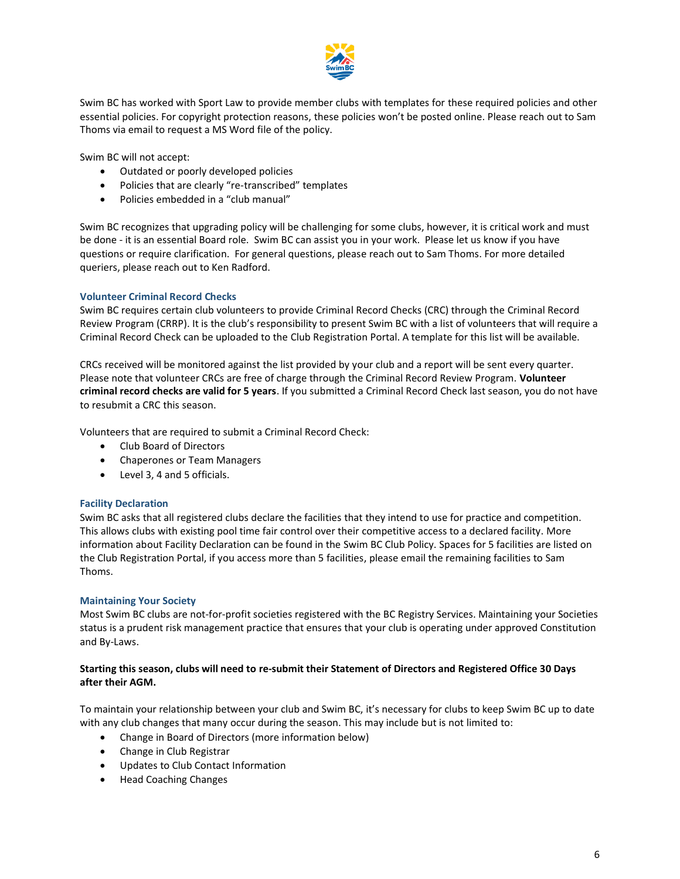Swim BC has worked with Sport Law to provide member clubs with templates for these required policies and other essential policies. For copyright protection reasons, these policies won't be posted online. Please reach out to Sam Thoms via email to request a MS Word file of the policy.

Swim BC will not accept:

- Outdated or poorly developed policies
- Policies that are clearly "re-transcribed" templates
- Policies embedded in a "club manual"

Swim BC recognizes that upgrading policy will be challenging for some clubs, however, it is critical work and must be done - it is an essential Board role. Swim BC can assist you in your work. Please let us know if you have questions or require clarification. For general questions, please reach out to Sam Thoms. For more detailed queriers, please reach out to Ken Radford.

### Volunteer Criminal Record Checks

Swim BC requires certain club volunteers to provide Criminal Record Checks (CRC) through the Criminal Record Review Program (CRRP). It is the club's responsibility to present Swim BC with a list of volunteers that will require a Criminal Record Check can be uploaded to the Club Registration Portal. A template for this list will be available.

CRCs received will be monitored against the list provided by your club and a report will be sent every quarter. Please note that volunteer CRCs are free of charge through the Criminal Record Review Program. **Volunteer criminal record checks are valid for 5 years**. If you submitted a Criminal Record Check last season, you do not have to resubmit a CRC this season.

Volunteers that are required to submit a Criminal Record Check:

- Club Board of Directors
- Chaperones or Team Managers
- Level 3, 4 and 5 officials.

### Facility Declaration

Swim BC asks that all registered clubs declare the facilities that they intend to use for practice and competition. This allows clubs with existing pool time fair control over their competitive access to a declared facility. More information about Facility Declaration can be found in the Swim BC Club Policy. Spaces for 5 facilities are listed on the Club Registration Portal, if you access more than 5 facilities, please email the remaining facilities to Sam Thoms.

### Maintaining Your Society

Most Swim BC clubs are not-for-profit societies registered with the BC Registry Services. Maintaining your Societies status is a prudent risk management practice that ensures that your club is operating under approved Constitution and By-Laws.

**Starting this season, clubs will need to re-submit their Statement of Directors and Registered Office 30 Days after their AGM.**

To maintain your relationship between your club and Swim BC, it's necessary for clubs to keep Swim BC up to date with any club changes that many occur during the season. This may include but is not limited to:

- Change in Board of Directors (more information below)
- Change in Club Registrar
- Updates to Club Contact Information
- Head Coaching Changes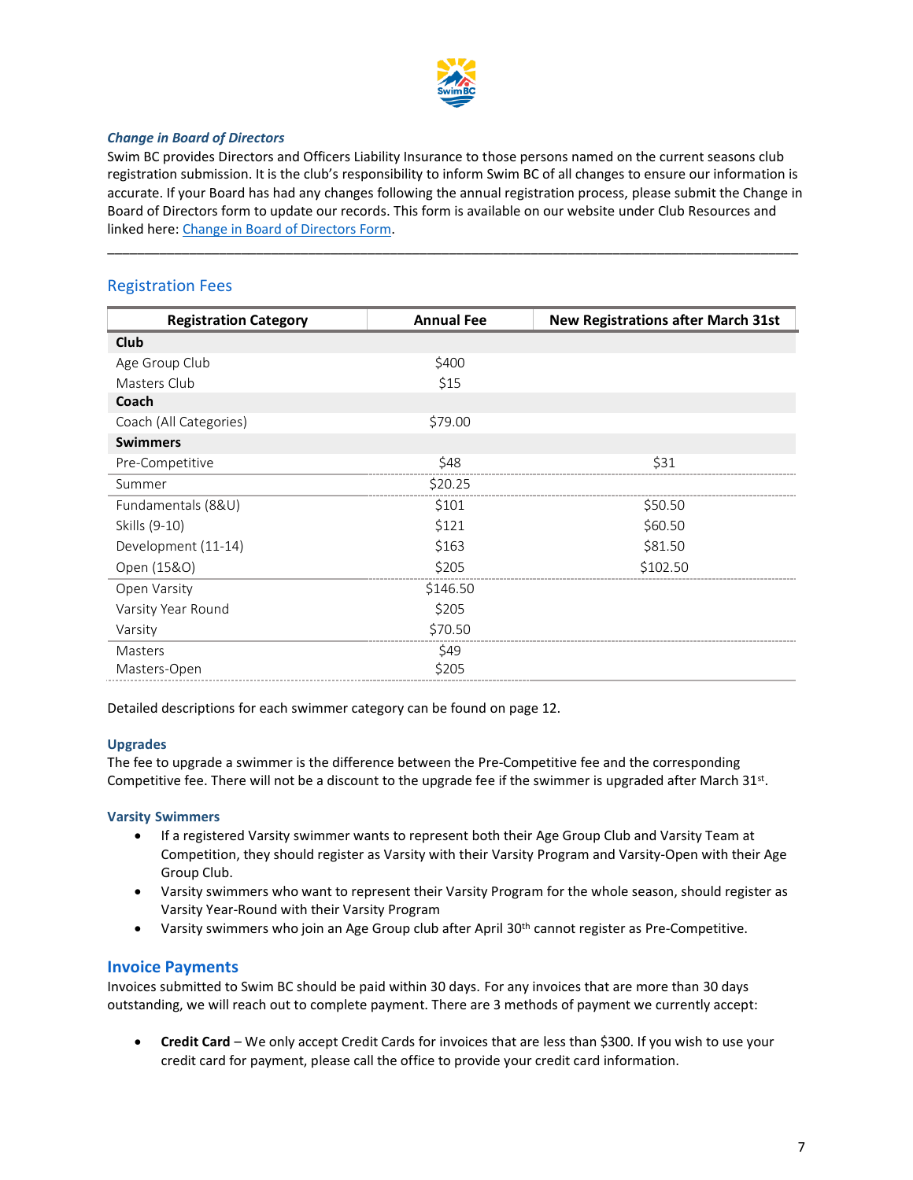### *Change in Board of Directors*

Swim BC provides Directors and Officers Liability Insurance to those persons named on the current seasons club registration submission. It is the club's responsibility to inform Swim BC of all changes to ensure our information is accurate. If your Board has had any changes following the annual registration process, please submit the Change in Board of Directors form to update our records. This form is available on our website under Club Resources and linked here: Change in Board of Directors Form.

---

## Registration Fees

| Registration Category | Annual Fee | New Registrations after March 31st |
|---|---|---|
| **Club** | | |
| Age Group Club | $400 | |
| Masters Club | $15 | |
| **Coach** | | |
| Coach (All Categories) | $79.00 | |
| **Swimmers** | | |
| Pre-Competitive | $48 | $31 |
| Summer | $20.25 | |
| Fundamentals (8&U) | $101 | $50.50 |
| Skills (9-10) | $121 | $60.50 |
| Development (11-14) | $163 | $81.50 |
| Open (15&O) | $205 | $102.50 |
| Open Varsity | $146.50 | |
| Varsity Year Round | $205 | |
| Varsity | $70.50 | |
| Masters | $49 | |
| Masters-Open | $205 | |

Detailed descriptions for each swimmer category can be found on page 12.

### Upgrades

The fee to upgrade a swimmer is the difference between the Pre-Competitive fee and the corresponding Competitive fee. There will not be a discount to the upgrade fee if the swimmer is upgraded after March 31st.

### Varsity Swimmers

- If a registered Varsity swimmer wants to represent both their Age Group Club and Varsity Team at Competition, they should register as Varsity with their Varsity Program and Varsity-Open with their Age Group Club.
- Varsity swimmers who want to represent their Varsity Program for the whole season, should register as Varsity Year-Round with their Varsity Program
- Varsity swimmers who join an Age Group club after April 30th cannot register as Pre-Competitive.

## Invoice Payments

Invoices submitted to Swim BC should be paid within 30 days. For any invoices that are more than 30 days outstanding, we will reach out to complete payment. There are 3 methods of payment we currently accept:

- **Credit Card** – We only accept Credit Cards for invoices that are less than $300. If you wish to use your credit card for payment, please call the office to provide your credit card information.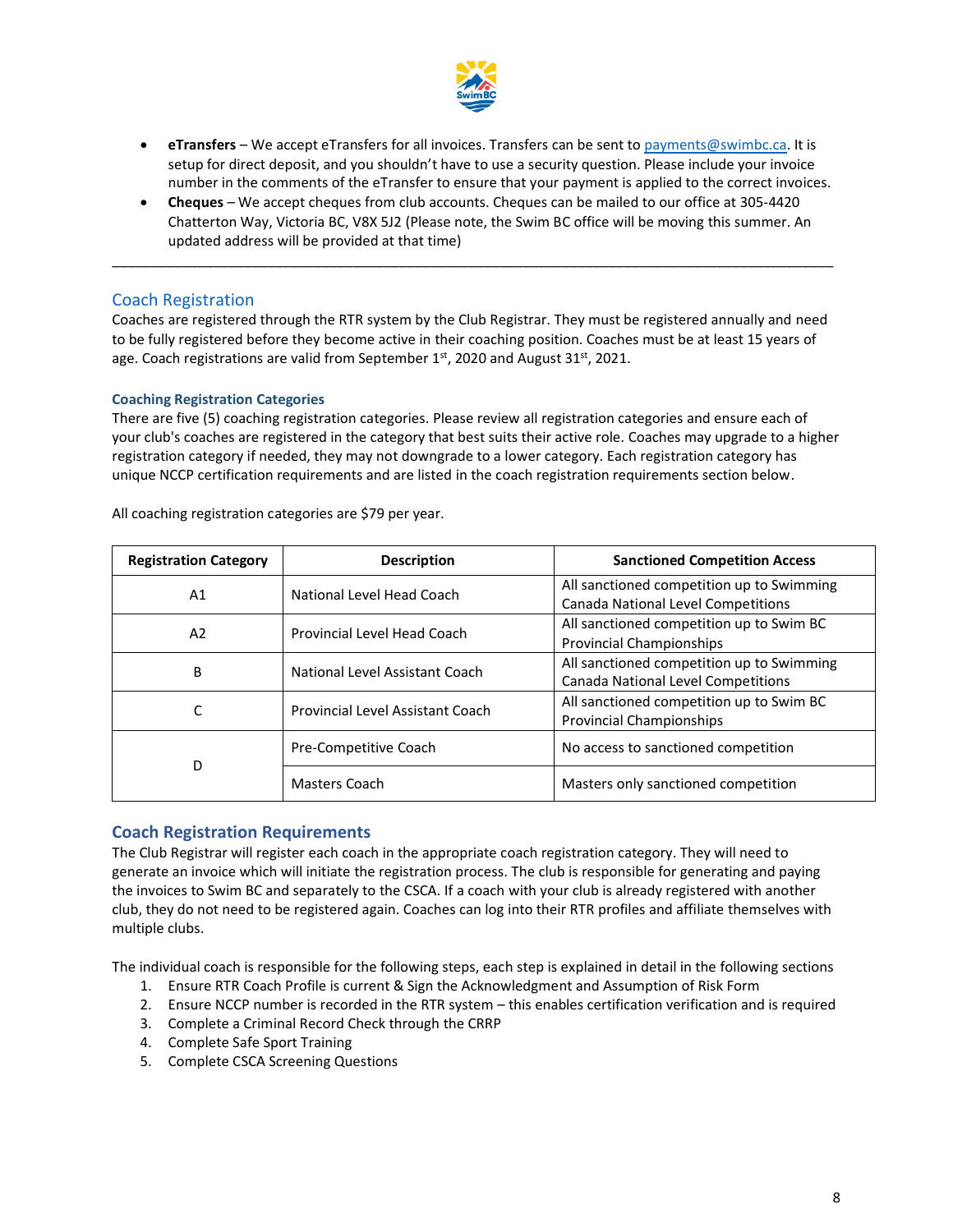- **eTransfers** – We accept eTransfers for all invoices. Transfers can be sent to payments@swimbc.ca. It is setup for direct deposit, and you shouldn't have to use a security question. Please include your invoice number in the comments of the eTransfer to ensure that your payment is applied to the correct invoices.
- **Cheques** – We accept cheques from club accounts. Cheques can be mailed to our office at 305-4420 Chatterton Way, Victoria BC, V8X 5J2 (Please note, the Swim BC office will be moving this summer. An updated address will be provided at that time)

---

## Coach Registration

Coaches are registered through the RTR system by the Club Registrar. They must be registered annually and need to be fully registered before they become active in their coaching position. Coaches must be at least 15 years of age. Coach registrations are valid from September 1st, 2020 and August 31st, 2021.

### Coaching Registration Categories

There are five (5) coaching registration categories. Please review all registration categories and ensure each of your club's coaches are registered in the category that best suits their active role. Coaches may upgrade to a higher registration category if needed, they may not downgrade to a lower category. Each registration category has unique NCCP certification requirements and are listed in the coach registration requirements section below.

All coaching registration categories are $79 per year.

| Registration Category | Description | Sanctioned Competition Access |
|---|---|---|
| A1 | National Level Head Coach | All sanctioned competition up to Swimming Canada National Level Competitions |
| A2 | Provincial Level Head Coach | All sanctioned competition up to Swim BC Provincial Championships |
| B | National Level Assistant Coach | All sanctioned competition up to Swimming Canada National Level Competitions |
| C | Provincial Level Assistant Coach | All sanctioned competition up to Swim BC Provincial Championships |
| D | Pre-Competitive Coach | No access to sanctioned competition |
| | Masters Coach | Masters only sanctioned competition |

## Coach Registration Requirements

The Club Registrar will register each coach in the appropriate coach registration category. They will need to generate an invoice which will initiate the registration process. The club is responsible for generating and paying the invoices to Swim BC and separately to the CSCA. If a coach with your club is already registered with another club, they do not need to be registered again. Coaches can log into their RTR profiles and affiliate themselves with multiple clubs.

The individual coach is responsible for the following steps, each step is explained in detail in the following sections

1. Ensure RTR Coach Profile is current & Sign the Acknowledgment and Assumption of Risk Form
2. Ensure NCCP number is recorded in the RTR system – this enables certification verification and is required
3. Complete a Criminal Record Check through the CRRP
4. Complete Safe Sport Training
5. Complete CSCA Screening Questions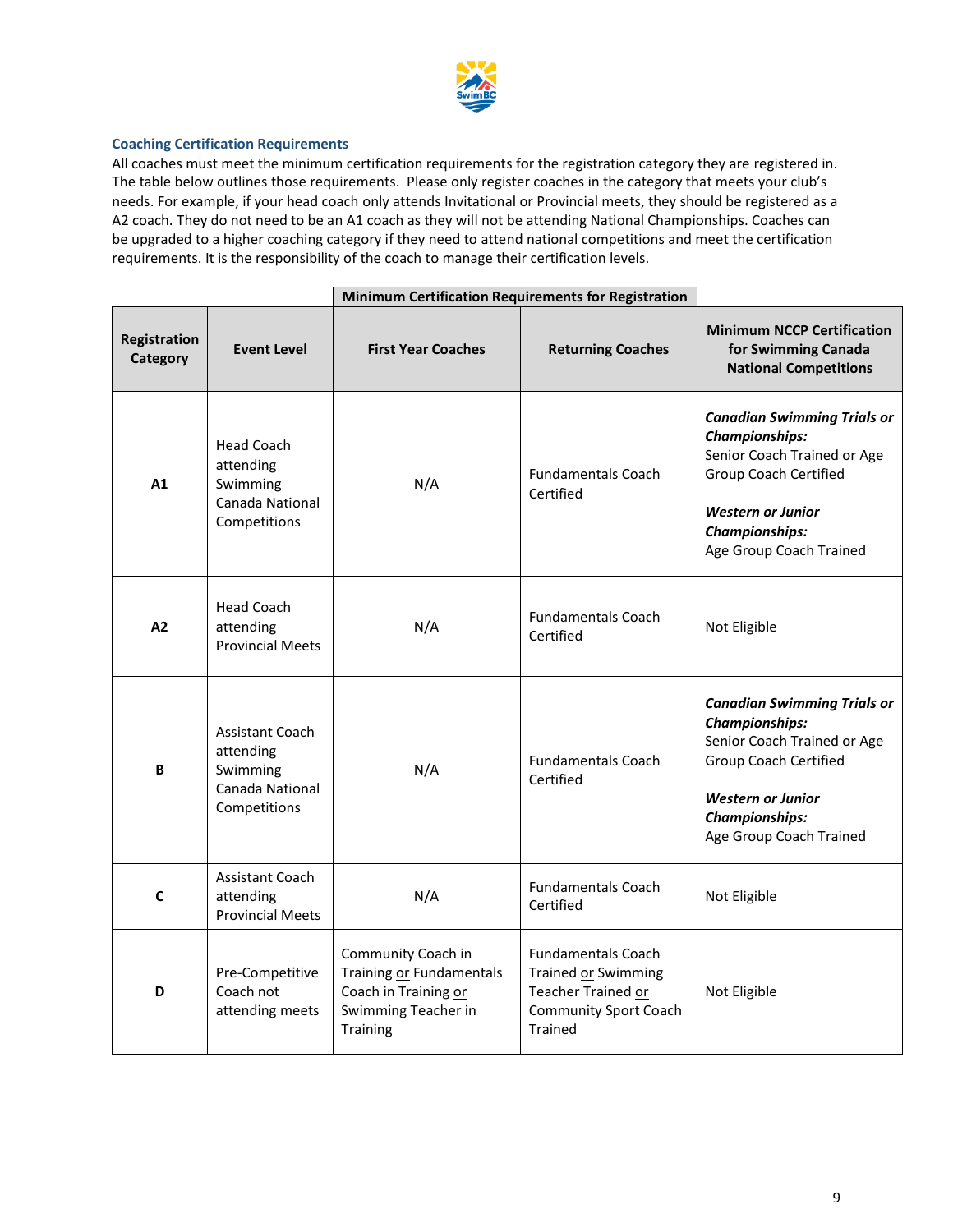### Coaching Certification Requirements

All coaches must meet the minimum certification requirements for the registration category they are registered in. The table below outlines those requirements. Please only register coaches in the category that meets your club's needs. For example, if your head coach only attends Invitational or Provincial meets, they should be registered as a A2 coach. They do not need to be an A1 coach as they will not be attending National Championships. Coaches can be upgraded to a higher coaching category if they need to attend national competitions and meet the certification requirements. It is the responsibility of the coach to manage their certification levels.

| | | **Minimum Certification Requirements for Registration** | | |
|---|---|---|---|---|
| **Registration Category** | **Event Level** | **First Year Coaches** | **Returning Coaches** | **Minimum NCCP Certification for Swimming Canada National Competitions** |
| **A1** | Head Coach attending Swimming Canada National Competitions | N/A | Fundamentals Coach Certified | ***Canadian Swimming Trials or Championships:*** Senior Coach Trained or Age Group Coach Certified<br><br>***Western or Junior Championships:*** Age Group Coach Trained |
| **A2** | Head Coach attending Provincial Meets | N/A | Fundamentals Coach Certified | Not Eligible |
| **B** | Assistant Coach attending Swimming Canada National Competitions | N/A | Fundamentals Coach Certified | ***Canadian Swimming Trials or Championships:*** Senior Coach Trained or Age Group Coach Certified<br><br>***Western or Junior Championships:*** Age Group Coach Trained |
| **C** | Assistant Coach attending Provincial Meets | N/A | Fundamentals Coach Certified | Not Eligible |
| **D** | Pre-Competitive Coach not attending meets | Community Coach in Training <u>or</u> Fundamentals Coach in Training <u>or</u> Swimming Teacher in Training | Fundamentals Coach Trained <u>or</u> Swimming Teacher Trained <u>or</u> Community Sport Coach Trained | Not Eligible |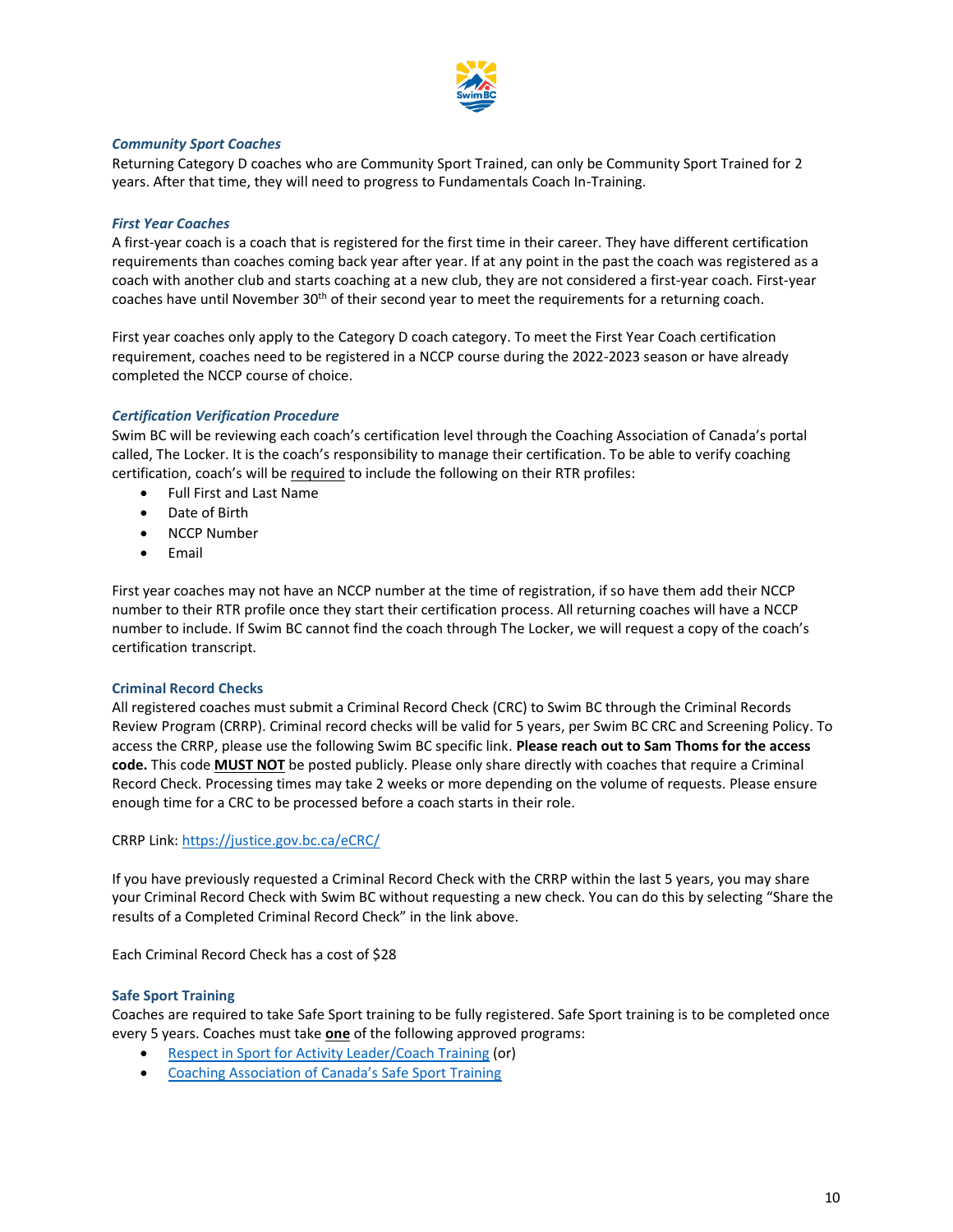### *Community Sport Coaches*

Returning Category D coaches who are Community Sport Trained, can only be Community Sport Trained for 2 years. After that time, they will need to progress to Fundamentals Coach In-Training.

### *First Year Coaches*

A first-year coach is a coach that is registered for the first time in their career. They have different certification requirements than coaches coming back year after year. If at any point in the past the coach was registered as a coach with another club and starts coaching at a new club, they are not considered a first-year coach. First-year coaches have until November 30th of their second year to meet the requirements for a returning coach.

First year coaches only apply to the Category D coach category. To meet the First Year Coach certification requirement, coaches need to be registered in a NCCP course during the 2022-2023 season or have already completed the NCCP course of choice.

### *Certification Verification Procedure*

Swim BC will be reviewing each coach's certification level through the Coaching Association of Canada's portal called, The Locker. It is the coach's responsibility to manage their certification. To be able to verify coaching certification, coach's will be required to include the following on their RTR profiles:

- Full First and Last Name
- Date of Birth
- NCCP Number
- Email

First year coaches may not have an NCCP number at the time of registration, if so have them add their NCCP number to their RTR profile once they start their certification process. All returning coaches will have a NCCP number to include. If Swim BC cannot find the coach through The Locker, we will request a copy of the coach's certification transcript.

## Criminal Record Checks

All registered coaches must submit a Criminal Record Check (CRC) to Swim BC through the Criminal Records Review Program (CRRP). Criminal record checks will be valid for 5 years, per Swim BC CRC and Screening Policy. To access the CRRP, please use the following Swim BC specific link. **Please reach out to Sam Thoms for the access code.** This code **MUST NOT** be posted publicly. Please only share directly with coaches that require a Criminal Record Check. Processing times may take 2 weeks or more depending on the volume of requests. Please ensure enough time for a CRC to be processed before a coach starts in their role.

CRRP Link: https://justice.gov.bc.ca/eCRC/

If you have previously requested a Criminal Record Check with the CRRP within the last 5 years, you may share your Criminal Record Check with Swim BC without requesting a new check. You can do this by selecting "Share the results of a Completed Criminal Record Check" in the link above.

Each Criminal Record Check has a cost of $28

## Safe Sport Training

Coaches are required to take Safe Sport training to be fully registered. Safe Sport training is to be completed once every 5 years. Coaches must take **one** of the following approved programs:

- Respect in Sport for Activity Leader/Coach Training (or)
- Coaching Association of Canada's Safe Sport Training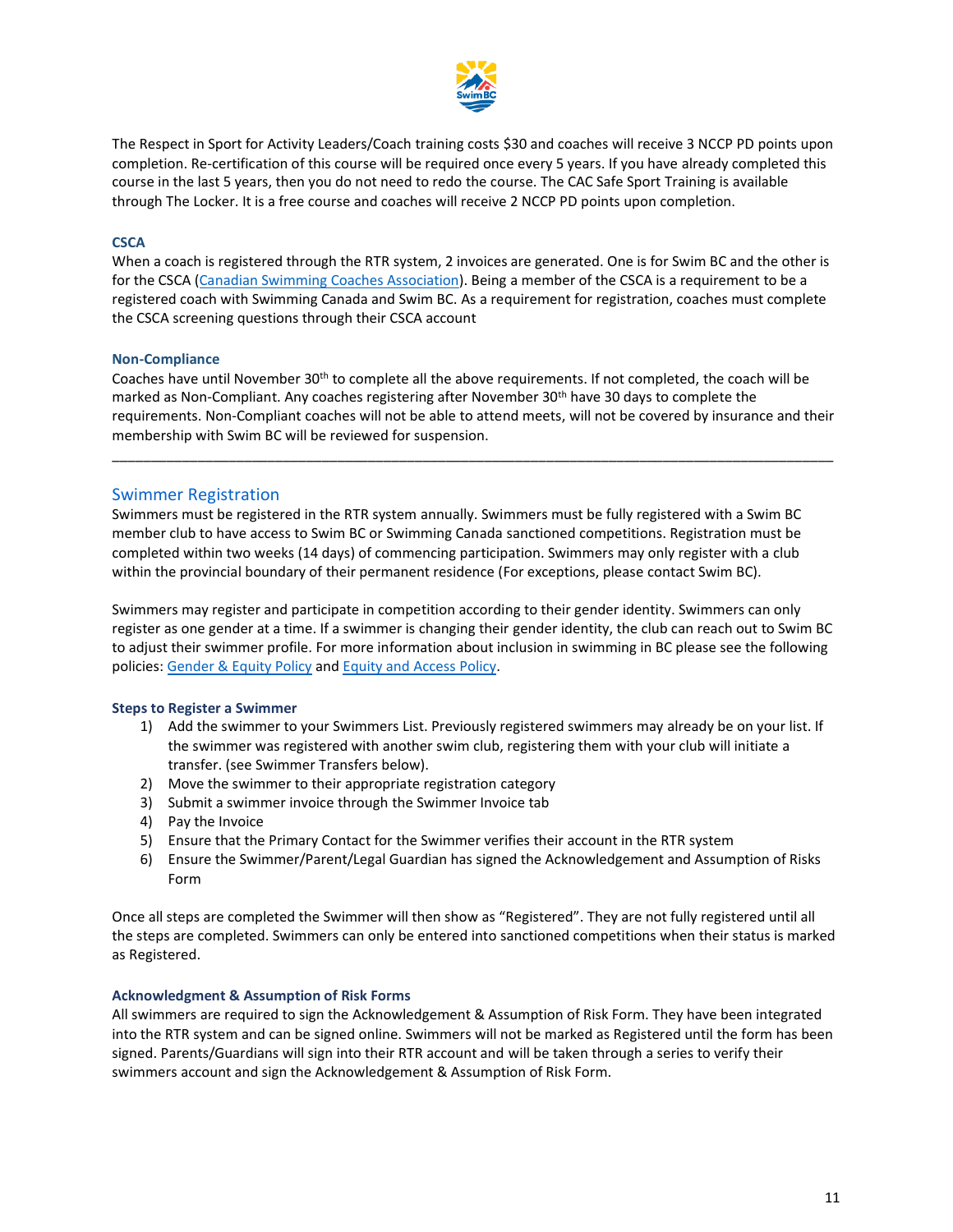The Respect in Sport for Activity Leaders/Coach training costs $30 and coaches will receive 3 NCCP PD points upon completion. Re-certification of this course will be required once every 5 years. If you have already completed this course in the last 5 years, then you do not need to redo the course. The CAC Safe Sport Training is available through The Locker. It is a free course and coaches will receive 2 NCCP PD points upon completion.

### CSCA

When a coach is registered through the RTR system, 2 invoices are generated. One is for Swim BC and the other is for the CSCA (Canadian Swimming Coaches Association). Being a member of the CSCA is a requirement to be a registered coach with Swimming Canada and Swim BC. As a requirement for registration, coaches must complete the CSCA screening questions through their CSCA account

### Non-Compliance

Coaches have until November 30th to complete all the above requirements. If not completed, the coach will be marked as Non-Compliant. Any coaches registering after November 30th have 30 days to complete the requirements. Non-Compliant coaches will not be able to attend meets, will not be covered by insurance and their membership with Swim BC will be reviewed for suspension.

---

## Swimmer Registration

Swimmers must be registered in the RTR system annually. Swimmers must be fully registered with a Swim BC member club to have access to Swim BC or Swimming Canada sanctioned competitions. Registration must be completed within two weeks (14 days) of commencing participation. Swimmers may only register with a club within the provincial boundary of their permanent residence (For exceptions, please contact Swim BC).

Swimmers may register and participate in competition according to their gender identity. Swimmers can only register as one gender at a time. If a swimmer is changing their gender identity, the club can reach out to Swim BC to adjust their swimmer profile. For more information about inclusion in swimming in BC please see the following policies: Gender & Equity Policy and Equity and Access Policy.

### Steps to Register a Swimmer

1) Add the swimmer to your Swimmers List. Previously registered swimmers may already be on your list. If the swimmer was registered with another swim club, registering them with your club will initiate a transfer. (see Swimmer Transfers below).
2) Move the swimmer to their appropriate registration category
3) Submit a swimmer invoice through the Swimmer Invoice tab
4) Pay the Invoice
5) Ensure that the Primary Contact for the Swimmer verifies their account in the RTR system
6) Ensure the Swimmer/Parent/Legal Guardian has signed the Acknowledgement and Assumption of Risks Form

Once all steps are completed the Swimmer will then show as "Registered". They are not fully registered until all the steps are completed. Swimmers can only be entered into sanctioned competitions when their status is marked as Registered.

### Acknowledgment & Assumption of Risk Forms

All swimmers are required to sign the Acknowledgement & Assumption of Risk Form. They have been integrated into the RTR system and can be signed online. Swimmers will not be marked as Registered until the form has been signed. Parents/Guardians will sign into their RTR account and will be taken through a series to verify their swimmers account and sign the Acknowledgement & Assumption of Risk Form.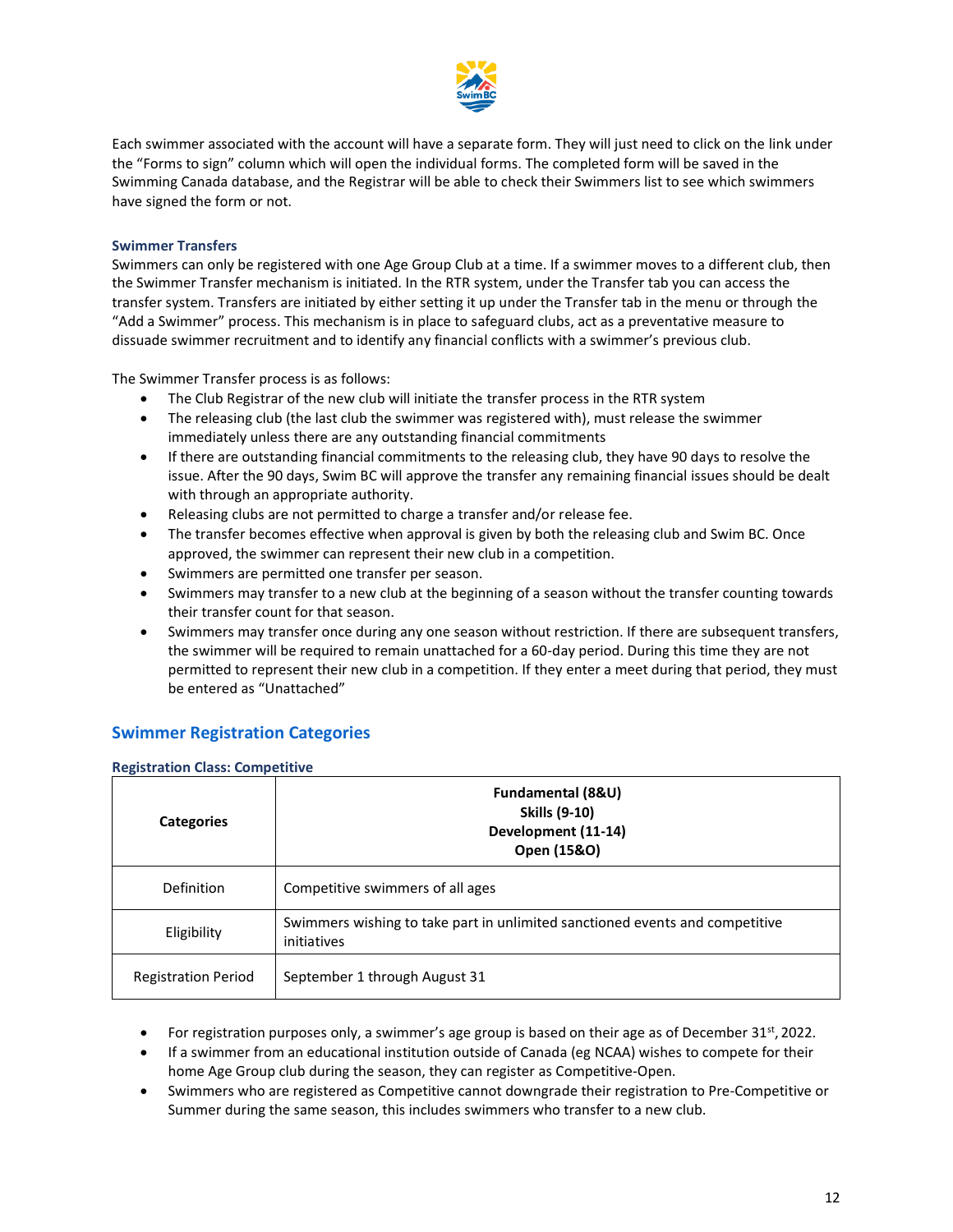Each swimmer associated with the account will have a separate form. They will just need to click on the link under the "Forms to sign" column which will open the individual forms. The completed form will be saved in the Swimming Canada database, and the Registrar will be able to check their Swimmers list to see which swimmers have signed the form or not.

### Swimmer Transfers

Swimmers can only be registered with one Age Group Club at a time. If a swimmer moves to a different club, then the Swimmer Transfer mechanism is initiated. In the RTR system, under the Transfer tab you can access the transfer system. Transfers are initiated by either setting it up under the Transfer tab in the menu or through the "Add a Swimmer" process. This mechanism is in place to safeguard clubs, act as a preventative measure to dissuade swimmer recruitment and to identify any financial conflicts with a swimmer's previous club.

The Swimmer Transfer process is as follows:

- The Club Registrar of the new club will initiate the transfer process in the RTR system
- The releasing club (the last club the swimmer was registered with), must release the swimmer immediately unless there are any outstanding financial commitments
- If there are outstanding financial commitments to the releasing club, they have 90 days to resolve the issue. After the 90 days, Swim BC will approve the transfer any remaining financial issues should be dealt with through an appropriate authority.
- Releasing clubs are not permitted to charge a transfer and/or release fee.
- The transfer becomes effective when approval is given by both the releasing club and Swim BC. Once approved, the swimmer can represent their new club in a competition.
- Swimmers are permitted one transfer per season.
- Swimmers may transfer to a new club at the beginning of a season without the transfer counting towards their transfer count for that season.
- Swimmers may transfer once during any one season without restriction. If there are subsequent transfers, the swimmer will be required to remain unattached for a 60-day period. During this time they are not permitted to represent their new club in a competition. If they enter a meet during that period, they must be entered as "Unattached"

## Swimmer Registration Categories

### Registration Class: Competitive

| **Categories** | **Fundamental (8&U)**<br>**Skills (9-10)**<br>**Development (11-14)**<br>**Open (15&O)** |
|---|---|
| Definition | Competitive swimmers of all ages |
| Eligibility | Swimmers wishing to take part in unlimited sanctioned events and competitive initiatives |
| Registration Period | September 1 through August 31 |

- For registration purposes only, a swimmer's age group is based on their age as of December 31st, 2022.
- If a swimmer from an educational institution outside of Canada (eg NCAA) wishes to compete for their home Age Group club during the season, they can register as Competitive-Open.
- Swimmers who are registered as Competitive cannot downgrade their registration to Pre-Competitive or Summer during the same season, this includes swimmers who transfer to a new club.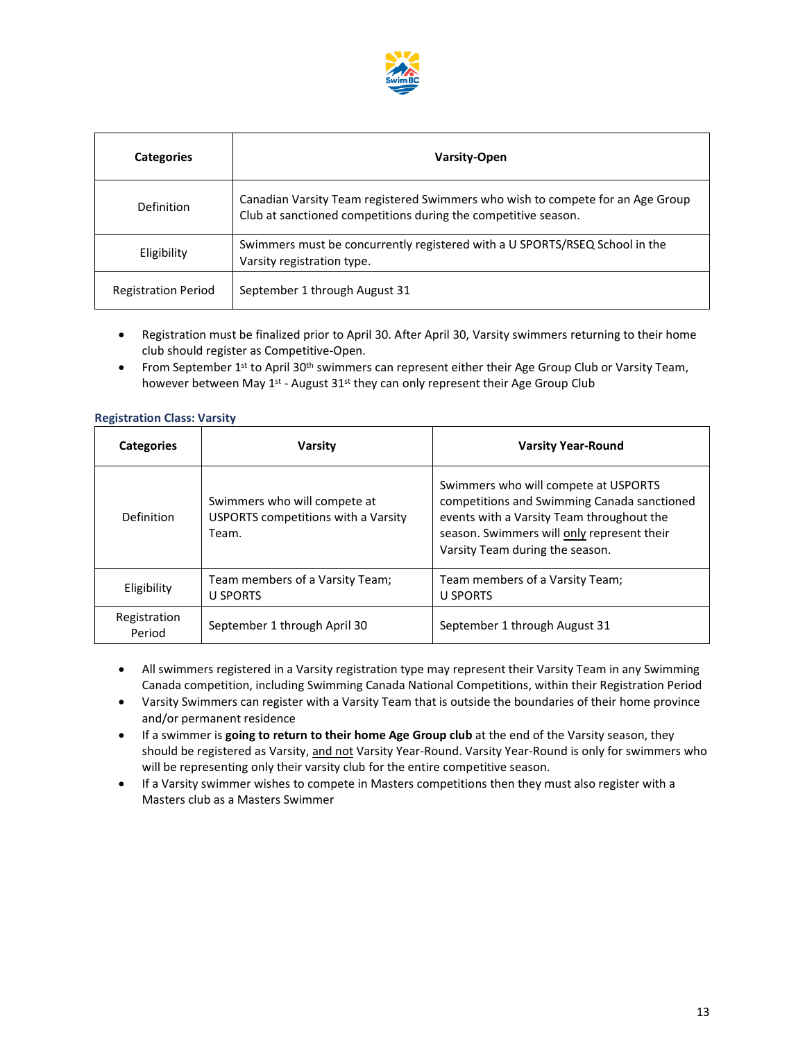| Categories | Varsity-Open |
|---|---|
| Definition | Canadian Varsity Team registered Swimmers who wish to compete for an Age Group Club at sanctioned competitions during the competitive season. |
| Eligibility | Swimmers must be concurrently registered with a U SPORTS/RSEQ School in the Varsity registration type. |
| Registration Period | September 1 through August 31 |

- Registration must be finalized prior to April 30. After April 30, Varsity swimmers returning to their home club should register as Competitive-Open.
- From September 1st to April 30th swimmers can represent either their Age Group Club or Varsity Team, however between May 1st - August 31st they can only represent their Age Group Club

### Registration Class: Varsity

| Categories | Varsity | Varsity Year-Round |
|---|---|---|
| Definition | Swimmers who will compete at USPORTS competitions with a Varsity Team. | Swimmers who will compete at USPORTS competitions and Swimming Canada sanctioned events with a Varsity Team throughout the season. Swimmers will only represent their Varsity Team during the season. |
| Eligibility | Team members of a Varsity Team; U SPORTS | Team members of a Varsity Team; U SPORTS |
| Registration Period | September 1 through April 30 | September 1 through August 31 |

- All swimmers registered in a Varsity registration type may represent their Varsity Team in any Swimming Canada competition, including Swimming Canada National Competitions, within their Registration Period
- Varsity Swimmers can register with a Varsity Team that is outside the boundaries of their home province and/or permanent residence
- If a swimmer is **going to return to their home Age Group club** at the end of the Varsity season, they should be registered as Varsity, and not Varsity Year-Round. Varsity Year-Round is only for swimmers who will be representing only their varsity club for the entire competitive season.
- If a Varsity swimmer wishes to compete in Masters competitions then they must also register with a Masters club as a Masters Swimmer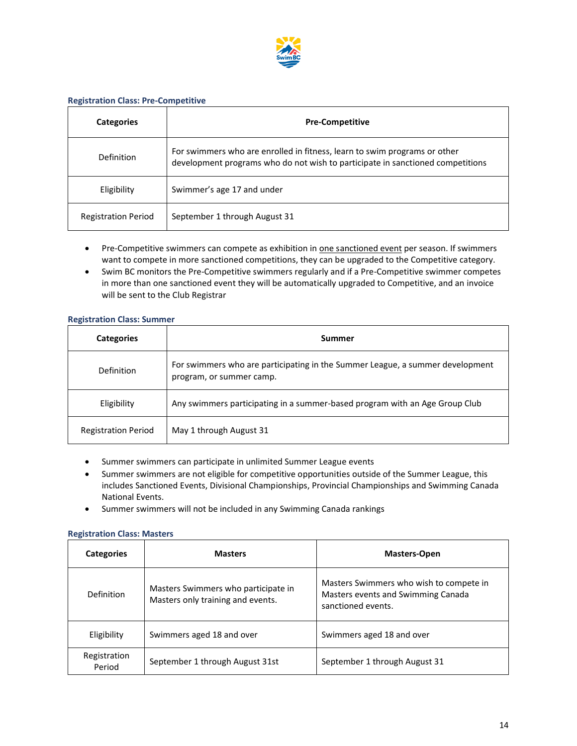### Registration Class: Pre-Competitive

| Categories | Pre-Competitive |
|---|---|
| Definition | For swimmers who are enrolled in fitness, learn to swim programs or other development programs who do not wish to participate in sanctioned competitions |
| Eligibility | Swimmer's age 17 and under |
| Registration Period | September 1 through August 31 |

- Pre-Competitive swimmers can compete as exhibition in one sanctioned event per season. If swimmers want to compete in more sanctioned competitions, they can be upgraded to the Competitive category.
- Swim BC monitors the Pre-Competitive swimmers regularly and if a Pre-Competitive swimmer competes in more than one sanctioned event they will be automatically upgraded to Competitive, and an invoice will be sent to the Club Registrar

### Registration Class: Summer

| Categories | Summer |
|---|---|
| Definition | For swimmers who are participating in the Summer League, a summer development program, or summer camp. |
| Eligibility | Any swimmers participating in a summer-based program with an Age Group Club |
| Registration Period | May 1 through August 31 |

- Summer swimmers can participate in unlimited Summer League events
- Summer swimmers are not eligible for competitive opportunities outside of the Summer League, this includes Sanctioned Events, Divisional Championships, Provincial Championships and Swimming Canada National Events.
- Summer swimmers will not be included in any Swimming Canada rankings

### Registration Class: Masters

| Categories | Masters | Masters-Open |
|---|---|---|
| Definition | Masters Swimmers who participate in Masters only training and events. | Masters Swimmers who wish to compete in Masters events and Swimming Canada sanctioned events. |
| Eligibility | Swimmers aged 18 and over | Swimmers aged 18 and over |
| Registration Period | September 1 through August 31st | September 1 through August 31 |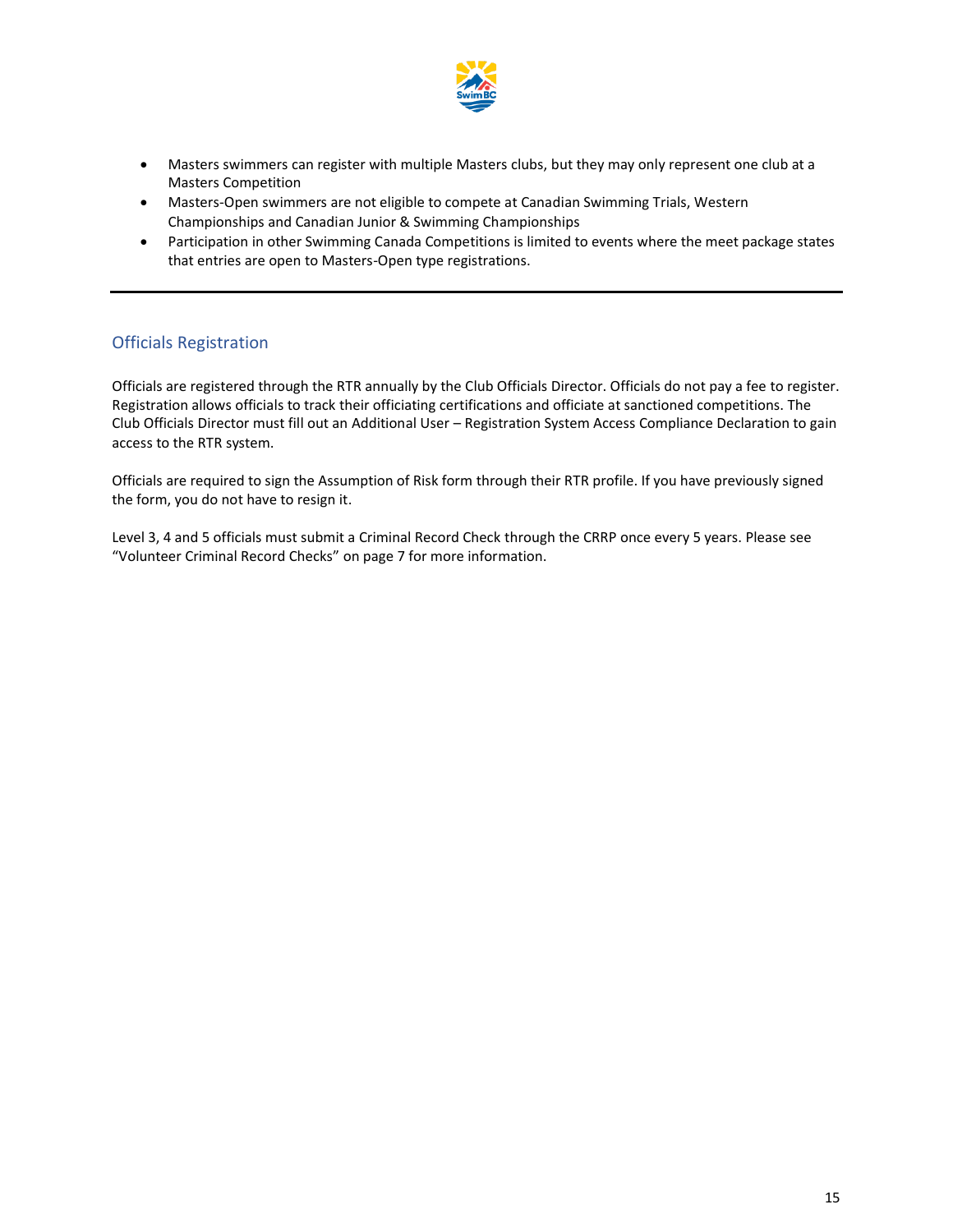- Masters swimmers can register with multiple Masters clubs, but they may only represent one club at a Masters Competition
- Masters-Open swimmers are not eligible to compete at Canadian Swimming Trials, Western Championships and Canadian Junior & Swimming Championships
- Participation in other Swimming Canada Competitions is limited to events where the meet package states that entries are open to Masters-Open type registrations.

---

## Officials Registration

Officials are registered through the RTR annually by the Club Officials Director. Officials do not pay a fee to register. Registration allows officials to track their officiating certifications and officiate at sanctioned competitions. The Club Officials Director must fill out an Additional User – Registration System Access Compliance Declaration to gain access to the RTR system.

Officials are required to sign the Assumption of Risk form through their RTR profile. If you have previously signed the form, you do not have to resign it.

Level 3, 4 and 5 officials must submit a Criminal Record Check through the CRRP once every 5 years. Please see "Volunteer Criminal Record Checks" on page 7 for more information.